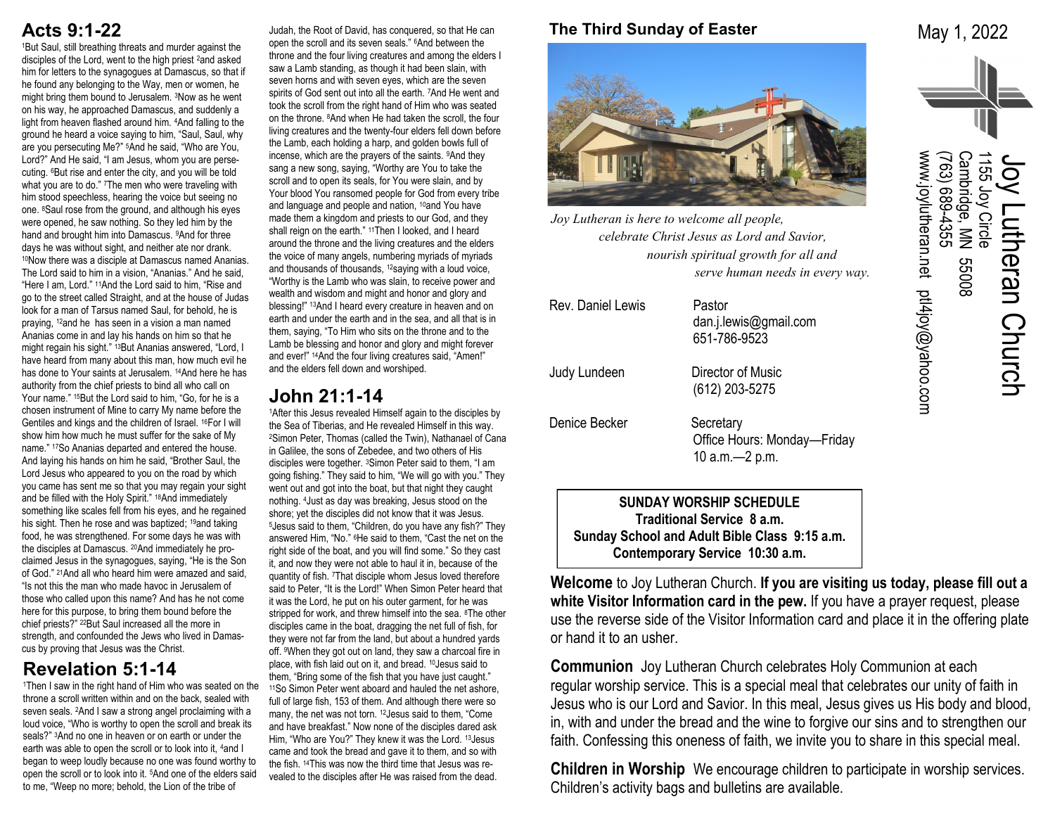## Acts 9:1-22

[1]But Saul, still breathing threats and murder against the disciples of the Lord, went to the high priest [2]and asked him for letters to the synagogues at Damascus, so that if he found any belonging to the Way, men or women, he might bring them bound to Jerusalem. [3]Now as he went on his way, he approached Damascus, and suddenly a light from heaven flashed around him. [4]And falling to the ground he heard a voice saying to him, "Saul, Saul, why are you persecuting Me?" [5]And he said, "Who are You, Lord?" And He said, "I am Jesus, whom you are persecuting. [6]But rise and enter the city, and you will be told what you are to do." [7]The men who were traveling with him stood speechless, hearing the voice but seeing no one. [8]Saul rose from the ground, and although his eyes were opened, he saw nothing. So they led him by the hand and brought him into Damascus. [9]And for three days he was without sight, and neither ate nor drank. [10]Now there was a disciple at Damascus named Ananias. The Lord said to him in a vision, "Ananias." And he said, "Here I am, Lord." [11]And the Lord said to him, "Rise and go to the street called Straight, and at the house of Judas look for a man of Tarsus named Saul, for behold, he is praying, [12]and he has seen in a vision a man named Ananias come in and lay his hands on him so that he might regain his sight." [13]But Ananias answered, "Lord, I have heard from many about this man, how much evil he has done to Your saints at Jerusalem. [14]And here he has authority from the chief priests to bind all who call on Your name." [15]But the Lord said to him, "Go, for he is a chosen instrument of Mine to carry My name before the Gentiles and kings and the children of Israel. [16]For I will show him how much he must suffer for the sake of My name." [17]So Ananias departed and entered the house. And laying his hands on him he said, "Brother Saul, the Lord Jesus who appeared to you on the road by which you came has sent me so that you may regain your sight and be filled with the Holy Spirit." [18]And immediately something like scales fell from his eyes, and he regained his sight. Then he rose and was baptized; [19]and taking food, he was strengthened. For some days he was with the disciples at Damascus. [20]And immediately he proclaimed Jesus in the synagogues, saying, "He is the Son of God." [21]And all who heard him were amazed and said, "Is not this the man who made havoc in Jerusalem of those who called upon this name? And has he not come here for this purpose, to bring them bound before the chief priests?" [22]But Saul increased all the more in strength, and confounded the Jews who lived in Damascus by proving that Jesus was the Christ.

## Revelation 5:1-14

[1]Then I saw in the right hand of Him who was seated on the throne a scroll written within and on the back, sealed with seven seals. [2]And I saw a strong angel proclaiming with a loud voice, "Who is worthy to open the scroll and break its seals?" [3]And no one in heaven or on earth or under the earth was able to open the scroll or to look into it, [4]and I began to weep loudly because no one was found worthy to open the scroll or to look into it. [5]And one of the elders said to me, "Weep no more; behold, the Lion of the tribe of Judah, the Root of David, has conquered, so that He can open the scroll and its seven seals." [6]And between the throne and the four living creatures and among the elders I saw a Lamb standing, as though it had been slain, with seven horns and with seven eyes, which are the seven spirits of God sent out into all the earth. [7]And He went and took the scroll from the right hand of Him who was seated on the throne. [8]And when He had taken the scroll, the four living creatures and the twenty-four elders fell down before the Lamb, each holding a harp, and golden bowls full of incense, which are the prayers of the saints. [9]And they sang a new song, saying, "Worthy are You to take the scroll and to open its seals, for You were slain, and by Your blood You ransomed people for God from every tribe and language and people and nation, [10]and You have made them a kingdom and priests to our God, and they shall reign on the earth." [11]Then I looked, and I heard around the throne and the living creatures and the elders the voice of many angels, numbering myriads of myriads and thousands of thousands, [12]saying with a loud voice, "Worthy is the Lamb who was slain, to receive power and wealth and wisdom and might and honor and glory and blessing!" [13]And I heard every creature in heaven and on earth and under the earth and in the sea, and all that is in them, saying, "To Him who sits on the throne and to the Lamb be blessing and honor and glory and might forever and ever!" [14]And the four living creatures said, "Amen!" and the elders fell down and worshiped.

## John 21:1-14

[1]After this Jesus revealed Himself again to the disciples by the Sea of Tiberias, and He revealed Himself in this way. [2]Simon Peter, Thomas (called the Twin), Nathanael of Cana in Galilee, the sons of Zebedee, and two others of His disciples were together. [3]Simon Peter said to them, "I am going fishing." They said to him, "We will go with you." They went out and got into the boat, but that night they caught nothing. [4]Just as day was breaking, Jesus stood on the shore; yet the disciples did not know that it was Jesus. [5]Jesus said to them, "Children, do you have any fish?" They answered Him, "No." [6]He said to them, "Cast the net on the right side of the boat, and you will find some." So they cast it, and now they were not able to haul it in, because of the quantity of fish. [7]That disciple whom Jesus loved therefore said to Peter, "It is the Lord!" When Simon Peter heard that it was the Lord, he put on his outer garment, for he was stripped for work, and threw himself into the sea. [8]The other disciples came in the boat, dragging the net full of fish, for they were not far from the land, but about a hundred yards off. [9]When they got out on land, they saw a charcoal fire in place, with fish laid out on it, and bread. [10]Jesus said to them, "Bring some of the fish that you have just caught." [11]So Simon Peter went aboard and hauled the net ashore, full of large fish, 153 of them. And although there were so many, the net was not torn. [12]Jesus said to them, "Come and have breakfast." Now none of the disciples dared ask Him, "Who are You?" They knew it was the Lord. [13]Jesus came and took the bread and gave it to them, and so with the fish. [14]This was now the third time that Jesus was revealed to the disciples after He was raised from the dead.

## The Third Sunday of Easter

*Joy Lutheran is here to welcome all people, celebrate Christ Jesus as Lord and Savior, nourish spiritual growth for all and serve human needs in every way.*

| | |
|---|---|
| Rev. Daniel Lewis | Pastor<br>dan.j.lewis@gmail.com<br>651-786-9523 |
| Judy Lundeen | Director of Music<br>(612) 203-5275 |
| Denice Becker | Secretary<br>Office Hours: Monday—Friday<br>10 a.m.—2 p.m. |

**SUNDAY WORSHIP SCHEDULE**
**Traditional Service 8 a.m.**
**Sunday School and Adult Bible Class 9:15 a.m.**
**Contemporary Service 10:30 a.m.**

**Welcome** to Joy Lutheran Church. **If you are visiting us today, please fill out a white Visitor Information card in the pew.** If you have a prayer request, please use the reverse side of the Visitor Information card and place it in the offering plate or hand it to an usher.

**Communion** Joy Lutheran Church celebrates Holy Communion at each regular worship service. This is a special meal that celebrates our unity of faith in Jesus who is our Lord and Savior. In this meal, Jesus gives us His body and blood, in, with and under the bread and the wine to forgive our sins and to strengthen our faith. Confessing this oneness of faith, we invite you to share in this special meal.

**Children in Worship** We encourage children to participate in worship services. Children's activity bags and bulletins are available.

May 1, 2022

# Joy Lutheran Church

1155 Joy Circle
Cambridge, MN 55008
(763) 689-4355
www.joylutheran.net ptl4joy@yahoo.com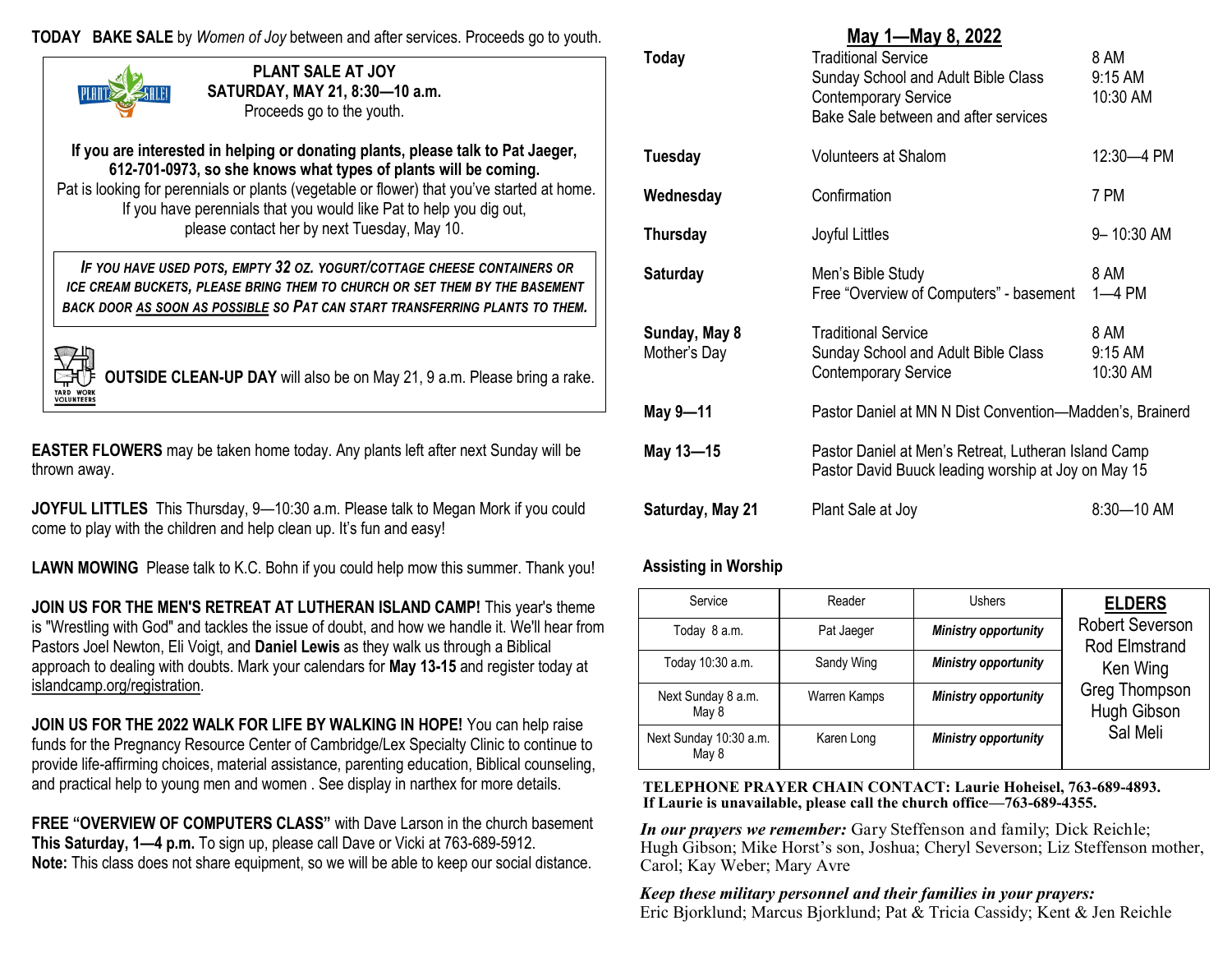**TODAY BAKE SALE** by *Women of Joy* between and after services. Proceeds go to youth.

**PLANT SALE AT JOY**
**SATURDAY, MAY 21, 8:30—10 a.m.**
Proceeds go to the youth.

**If you are interested in helping or donating plants, please talk to Pat Jaeger, 612-701-0973, so she knows what types of plants will be coming.**
Pat is looking for perennials or plants (vegetable or flower) that you've started at home. If you have perennials that you would like Pat to help you dig out, please contact her by next Tuesday, May 10.

***IF YOU HAVE USED POTS, EMPTY 32 OZ. YOGURT/COTTAGE CHEESE CONTAINERS OR ICE CREAM BUCKETS, PLEASE BRING THEM TO CHURCH OR SET THEM BY THE BASEMENT BACK DOOR AS SOON AS POSSIBLE SO PAT CAN START TRANSFERRING PLANTS TO THEM.***

YARD WORK VOLUNTEERS

**OUTSIDE CLEAN-UP DAY** will also be on May 21, 9 a.m. Please bring a rake.

**EASTER FLOWERS** may be taken home today. Any plants left after next Sunday will be thrown away.

**JOYFUL LITTLES** This Thursday, 9—10:30 a.m. Please talk to Megan Mork if you could come to play with the children and help clean up. It's fun and easy!

**LAWN MOWING** Please talk to K.C. Bohn if you could help mow this summer. Thank you!

**JOIN US FOR THE MEN'S RETREAT AT LUTHERAN ISLAND CAMP!** This year's theme is "Wrestling with God" and tackles the issue of doubt, and how we handle it. We'll hear from Pastors Joel Newton, Eli Voigt, and **Daniel Lewis** as they walk us through a Biblical approach to dealing with doubts. Mark your calendars for **May 13-15** and register today at islandcamp.org/registration.

**JOIN US FOR THE 2022 WALK FOR LIFE BY WALKING IN HOPE!** You can help raise funds for the Pregnancy Resource Center of Cambridge/Lex Specialty Clinic to continue to provide life-affirming choices, material assistance, parenting education, Biblical counseling, and practical help to young men and women . See display in narthex for more details.

**FREE "OVERVIEW OF COMPUTERS CLASS"** with Dave Larson in the church basement **This Saturday, 1—4 p.m.** To sign up, please call Dave or Vicki at 763-689-5912.
**Note:** This class does not share equipment, so we will be able to keep our social distance.

## May 1—May 8, 2022

| | | |
|---|---|---|
| **Today** | Traditional Service<br>Sunday School and Adult Bible Class<br>Contemporary Service<br>Bake Sale between and after services | 8 AM<br>9:15 AM<br>10:30 AM |
| **Tuesday** | Volunteers at Shalom | 12:30—4 PM |
| **Wednesday** | Confirmation | 7 PM |
| **Thursday** | Joyful Littles | 9– 10:30 AM |
| **Saturday** | Men's Bible Study<br>Free "Overview of Computers" - basement | 8 AM<br>1—4 PM |
| **Sunday, May 8**<br>Mother's Day | Traditional Service<br>Sunday School and Adult Bible Class<br>Contemporary Service | 8 AM<br>9:15 AM<br>10:30 AM |
| **May 9—11** | Pastor Daniel at MN N Dist Convention—Madden's, Brainerd | |
| **May 13—15** | Pastor Daniel at Men's Retreat, Lutheran Island Camp<br>Pastor David Buuck leading worship at Joy on May 15 | |
| **Saturday, May 21** | Plant Sale at Joy | 8:30—10 AM |

**Assisting in Worship**

| Service | Reader | Ushers |
|---|---|---|
| Today 8 a.m. | Pat Jaeger | ***Ministry opportunity*** |
| Today 10:30 a.m. | Sandy Wing | ***Ministry opportunity*** |
| Next Sunday 8 a.m. May 8 | Warren Kamps | ***Ministry opportunity*** |
| Next Sunday 10:30 a.m. May 8 | Karen Long | ***Ministry opportunity*** |

**ELDERS**
Robert Severson
Rod Elmstrand
Ken Wing
Greg Thompson
Hugh Gibson
Sal Meli

**TELEPHONE PRAYER CHAIN CONTACT: Laurie Hoheisel, 763-689-4893. If Laurie is unavailable, please call the church office—763-689-4355.**

***In our prayers we remember:*** Gary Steffenson and family; Dick Reichle; Hugh Gibson; Mike Horst's son, Joshua; Cheryl Severson; Liz Steffenson mother, Carol; Kay Weber; Mary Avre

***Keep these military personnel and their families in your prayers:***
Eric Bjorklund; Marcus Bjorklund; Pat & Tricia Cassidy; Kent & Jen Reichle